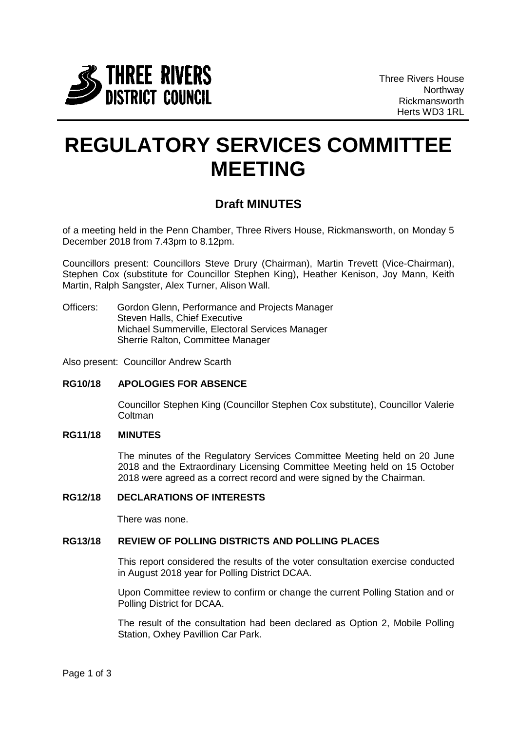THREE RIVERS DISTRICT COUNCIL

Three Rivers House
Northway
Rickmansworth
Herts WD3 1RL

# REGULATORY SERVICES COMMITTEE MEETING

## Draft MINUTES

of a meeting held in the Penn Chamber, Three Rivers House, Rickmansworth, on Monday 5 December 2018 from 7.43pm to 8.12pm.

Councillors present: Councillors Steve Drury (Chairman), Martin Trevett (Vice-Chairman), Stephen Cox (substitute for Councillor Stephen King), Heather Kenison, Joy Mann, Keith Martin, Ralph Sangster, Alex Turner, Alison Wall.

Officers: Gordon Glenn, Performance and Projects Manager
Steven Halls, Chief Executive
Michael Summerville, Electoral Services Manager
Sherrie Ralton, Committee Manager

Also present: Councillor Andrew Scarth

**RG10/18 APOLOGIES FOR ABSENCE**

Councillor Stephen King (Councillor Stephen Cox substitute), Councillor Valerie Coltman

**RG11/18 MINUTES**

The minutes of the Regulatory Services Committee Meeting held on 20 June 2018 and the Extraordinary Licensing Committee Meeting held on 15 October 2018 were agreed as a correct record and were signed by the Chairman.

**RG12/18 DECLARATIONS OF INTERESTS**

There was none.

**RG13/18 REVIEW OF POLLING DISTRICTS AND POLLING PLACES**

This report considered the results of the voter consultation exercise conducted in August 2018 year for Polling District DCAA.

Upon Committee review to confirm or change the current Polling Station and or Polling District for DCAA.

The result of the consultation had been declared as Option 2, Mobile Polling Station, Oxhey Pavillion Car Park.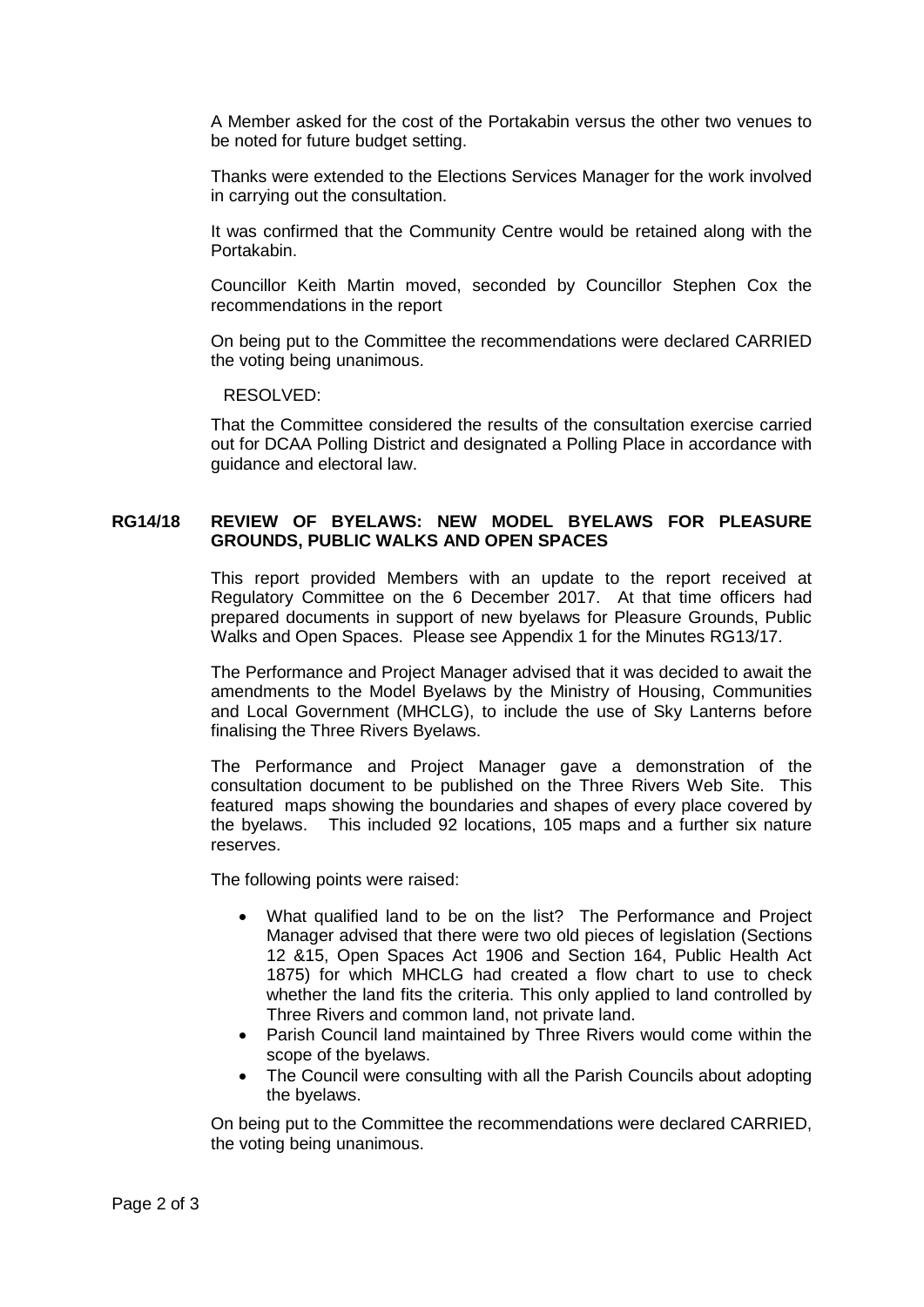A Member asked for the cost of the Portakabin versus the other two venues to be noted for future budget setting.

Thanks were extended to the Elections Services Manager for the work involved in carrying out the consultation.

It was confirmed that the Community Centre would be retained along with the Portakabin.

Councillor Keith Martin moved, seconded by Councillor Stephen Cox the recommendations in the report

On being put to the Committee the recommendations were declared CARRIED the voting being unanimous.

RESOLVED:

That the Committee considered the results of the consultation exercise carried out for DCAA Polling District and designated a Polling Place in accordance with guidance and electoral law.

**RG14/18 REVIEW OF BYELAWS: NEW MODEL BYELAWS FOR PLEASURE GROUNDS, PUBLIC WALKS AND OPEN SPACES**

This report provided Members with an update to the report received at Regulatory Committee on the 6 December 2017. At that time officers had prepared documents in support of new byelaws for Pleasure Grounds, Public Walks and Open Spaces. Please see Appendix 1 for the Minutes RG13/17.

The Performance and Project Manager advised that it was decided to await the amendments to the Model Byelaws by the Ministry of Housing, Communities and Local Government (MHCLG), to include the use of Sky Lanterns before finalising the Three Rivers Byelaws.

The Performance and Project Manager gave a demonstration of the consultation document to be published on the Three Rivers Web Site. This featured maps showing the boundaries and shapes of every place covered by the byelaws. This included 92 locations, 105 maps and a further six nature reserves.

The following points were raised:

- What qualified land to be on the list? The Performance and Project Manager advised that there were two old pieces of legislation (Sections 12 &15, Open Spaces Act 1906 and Section 164, Public Health Act 1875) for which MHCLG had created a flow chart to use to check whether the land fits the criteria. This only applied to land controlled by Three Rivers and common land, not private land.
- Parish Council land maintained by Three Rivers would come within the scope of the byelaws.
- The Council were consulting with all the Parish Councils about adopting the byelaws.

On being put to the Committee the recommendations were declared CARRIED, the voting being unanimous.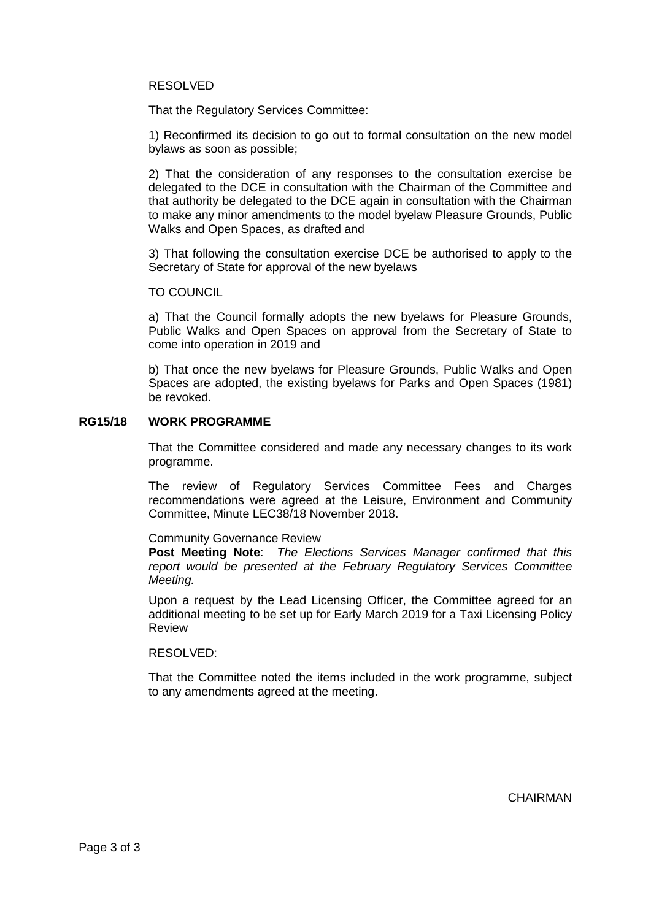RESOLVED

That the Regulatory Services Committee:

1) Reconfirmed its decision to go out to formal consultation on the new model bylaws as soon as possible;

2) That the consideration of any responses to the consultation exercise be delegated to the DCE in consultation with the Chairman of the Committee and that authority be delegated to the DCE again in consultation with the Chairman to make any minor amendments to the model byelaw Pleasure Grounds, Public Walks and Open Spaces, as drafted and

3) That following the consultation exercise DCE be authorised to apply to the Secretary of State for approval of the new byelaws

TO COUNCIL

a) That the Council formally adopts the new byelaws for Pleasure Grounds, Public Walks and Open Spaces on approval from the Secretary of State to come into operation in 2019 and

b) That once the new byelaws for Pleasure Grounds, Public Walks and Open Spaces are adopted, the existing byelaws for Parks and Open Spaces (1981) be revoked.

**RG15/18 WORK PROGRAMME**

That the Committee considered and made any necessary changes to its work programme.

The review of Regulatory Services Committee Fees and Charges recommendations were agreed at the Leisure, Environment and Community Committee, Minute LEC38/18 November 2018.

Community Governance Review
**Post Meeting Note**: *The Elections Services Manager confirmed that this report would be presented at the February Regulatory Services Committee Meeting.*

Upon a request by the Lead Licensing Officer, the Committee agreed for an additional meeting to be set up for Early March 2019 for a Taxi Licensing Policy Review

RESOLVED:

That the Committee noted the items included in the work programme, subject to any amendments agreed at the meeting.

CHAIRMAN